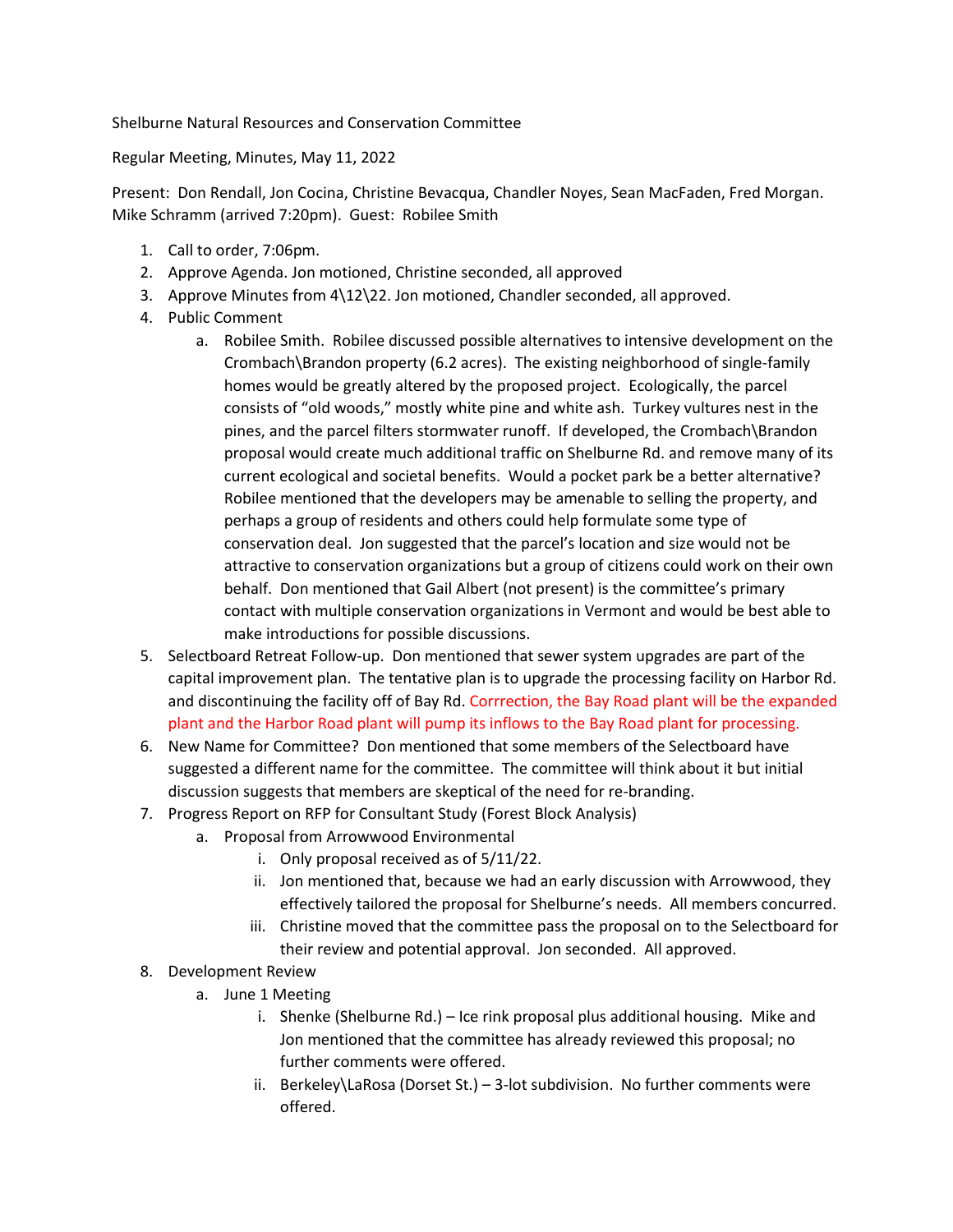Shelburne Natural Resources and Conservation Committee

Regular Meeting, Minutes, May 11, 2022

Present: Don Rendall, Jon Cocina, Christine Bevacqua, Chandler Noyes, Sean MacFaden, Fred Morgan. Mike Schramm (arrived 7:20pm). Guest: Robilee Smith

1. Call to order, 7:06pm.
2. Approve Agenda. Jon motioned, Christine seconded, all approved
3. Approve Minutes from 4\12\22. Jon motioned, Chandler seconded, all approved.
4. Public Comment
    a. Robilee Smith. Robilee discussed possible alternatives to intensive development on the Crombach\Brandon property (6.2 acres). The existing neighborhood of single-family homes would be greatly altered by the proposed project. Ecologically, the parcel consists of "old woods," mostly white pine and white ash. Turkey vultures nest in the pines, and the parcel filters stormwater runoff. If developed, the Crombach\Brandon proposal would create much additional traffic on Shelburne Rd. and remove many of its current ecological and societal benefits. Would a pocket park be a better alternative? Robilee mentioned that the developers may be amenable to selling the property, and perhaps a group of residents and others could help formulate some type of conservation deal. Jon suggested that the parcel's location and size would not be attractive to conservation organizations but a group of citizens could work on their own behalf. Don mentioned that Gail Albert (not present) is the committee's primary contact with multiple conservation organizations in Vermont and would be best able to make introductions for possible discussions.
5. Selectboard Retreat Follow-up. Don mentioned that sewer system upgrades are part of the capital improvement plan. The tentative plan is to upgrade the processing facility on Harbor Rd. and discontinuing the facility off of Bay Rd. Corrrection, the Bay Road plant will be the expanded plant and the Harbor Road plant will pump its inflows to the Bay Road plant for processing.
6. New Name for Committee? Don mentioned that some members of the Selectboard have suggested a different name for the committee. The committee will think about it but initial discussion suggests that members are skeptical of the need for re-branding.
7. Progress Report on RFP for Consultant Study (Forest Block Analysis)
    a. Proposal from Arrowwood Environmental
        i. Only proposal received as of 5/11/22.
        ii. Jon mentioned that, because we had an early discussion with Arrowwood, they effectively tailored the proposal for Shelburne's needs. All members concurred.
        iii. Christine moved that the committee pass the proposal on to the Selectboard for their review and potential approval. Jon seconded. All approved.
8. Development Review
    a. June 1 Meeting
        i. Shenke (Shelburne Rd.) – Ice rink proposal plus additional housing. Mike and Jon mentioned that the committee has already reviewed this proposal; no further comments were offered.
        ii. Berkeley\LaRosa (Dorset St.) – 3-lot subdivision. No further comments were offered.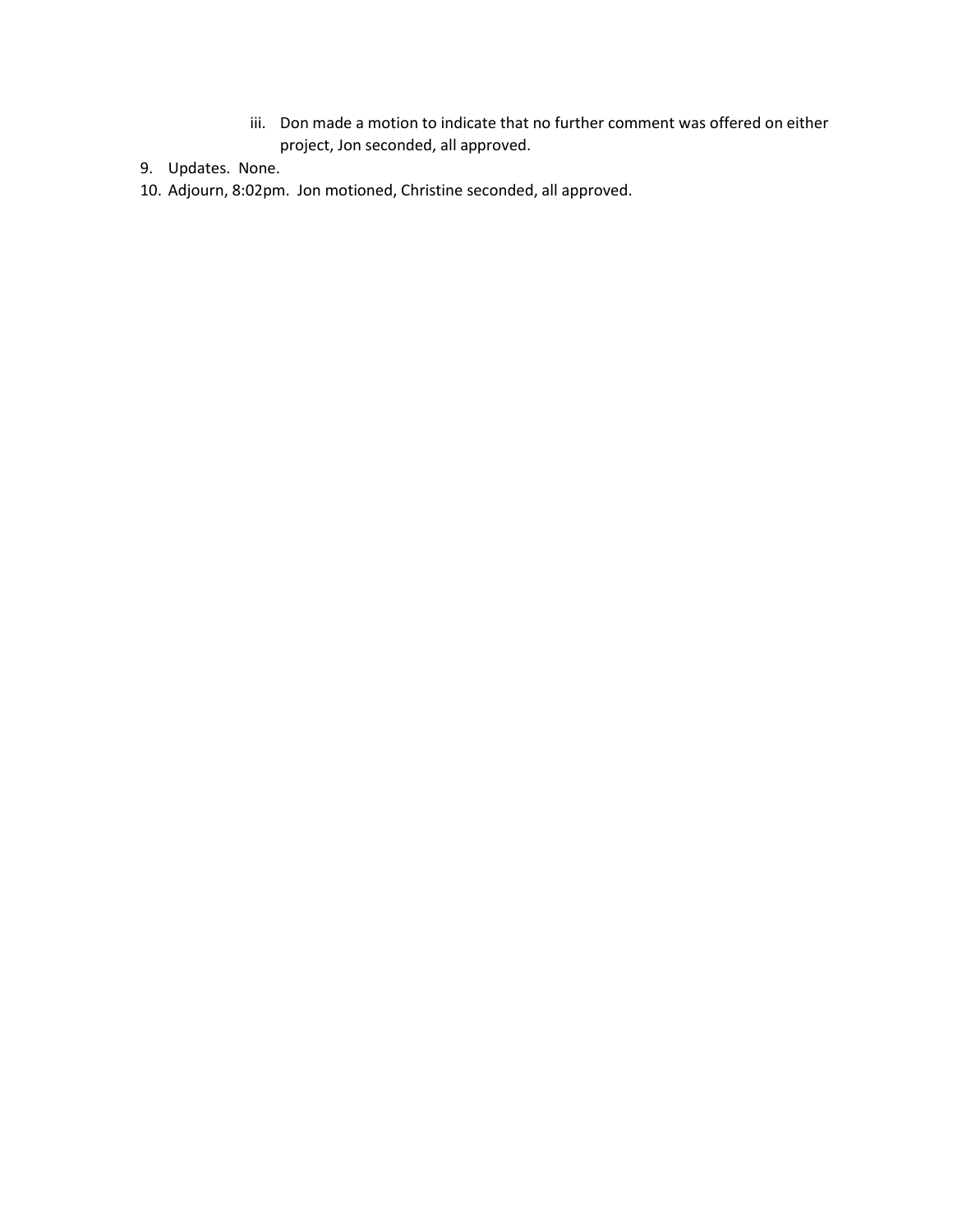iii. Don made a motion to indicate that no further comment was offered on either project, Jon seconded, all approved.

9. Updates. None.
10. Adjourn, 8:02pm. Jon motioned, Christine seconded, all approved.